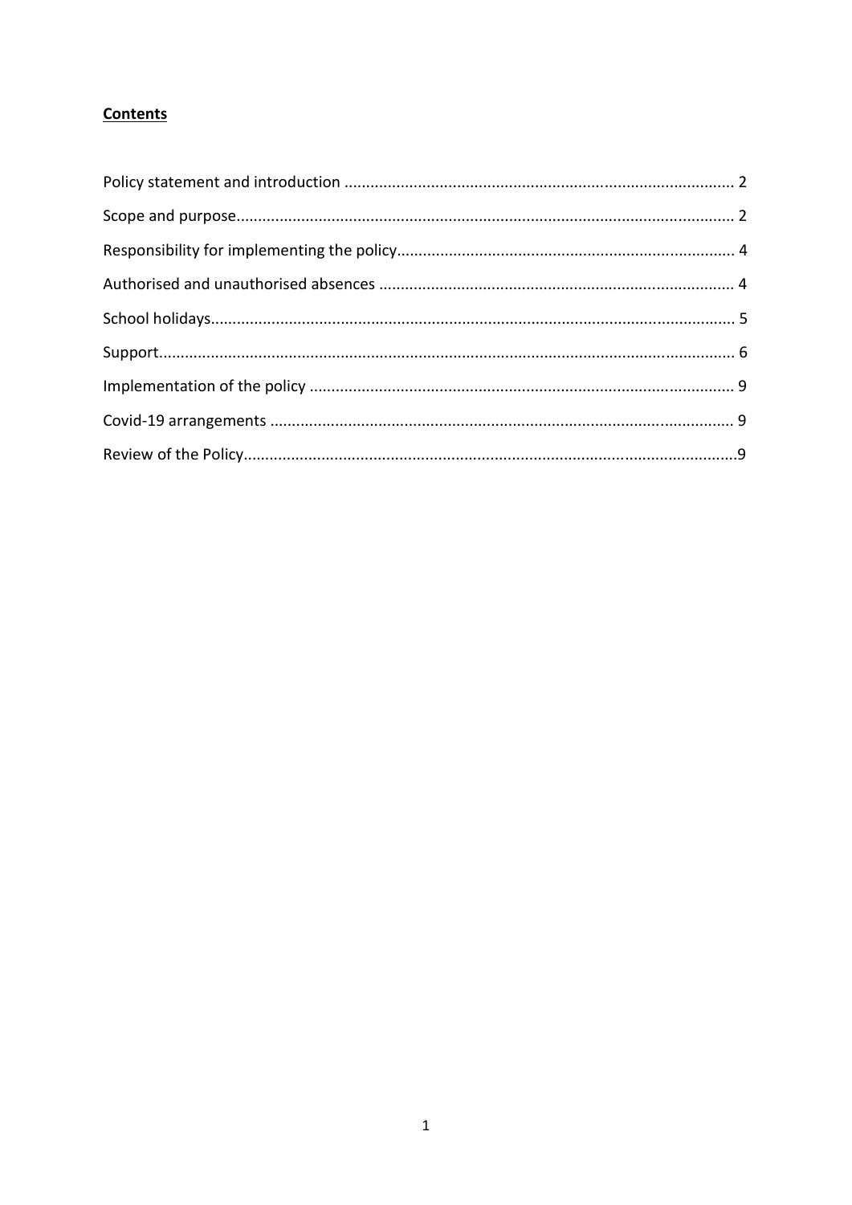**Contents**

Policy statement and introduction ........................................................................................ 2

Scope and purpose................................................................................................................. 2

Responsibility for implementing the policy............................................................................ 4

Authorised and unauthorised absences ................................................................................ 4

School holidays....................................................................................................................... 5

Support................................................................................................................................... 6

Implementation of the policy ................................................................................................ 9

Covid-19 arrangements ......................................................................................................... 9

Review of the Policy.................................................................................................................9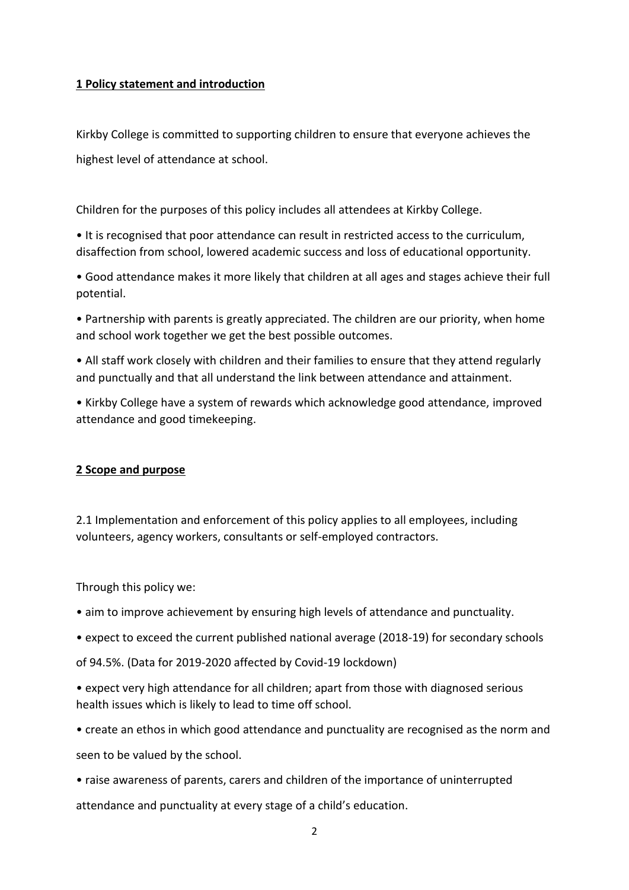## 1 Policy statement and introduction

Kirkby College is committed to supporting children to ensure that everyone achieves the highest level of attendance at school.

Children for the purposes of this policy includes all attendees at Kirkby College.

- It is recognised that poor attendance can result in restricted access to the curriculum, disaffection from school, lowered academic success and loss of educational opportunity.
- Good attendance makes it more likely that children at all ages and stages achieve their full potential.
- Partnership with parents is greatly appreciated. The children are our priority, when home and school work together we get the best possible outcomes.
- All staff work closely with children and their families to ensure that they attend regularly and punctually and that all understand the link between attendance and attainment.
- Kirkby College have a system of rewards which acknowledge good attendance, improved attendance and good timekeeping.

## 2 Scope and purpose

2.1 Implementation and enforcement of this policy applies to all employees, including volunteers, agency workers, consultants or self-employed contractors.

Through this policy we:

- aim to improve achievement by ensuring high levels of attendance and punctuality.
- expect to exceed the current published national average (2018-19) for secondary schools of 94.5%. (Data for 2019-2020 affected by Covid-19 lockdown)
- expect very high attendance for all children; apart from those with diagnosed serious health issues which is likely to lead to time off school.
- create an ethos in which good attendance and punctuality are recognised as the norm and seen to be valued by the school.
- raise awareness of parents, carers and children of the importance of uninterrupted attendance and punctuality at every stage of a child's education.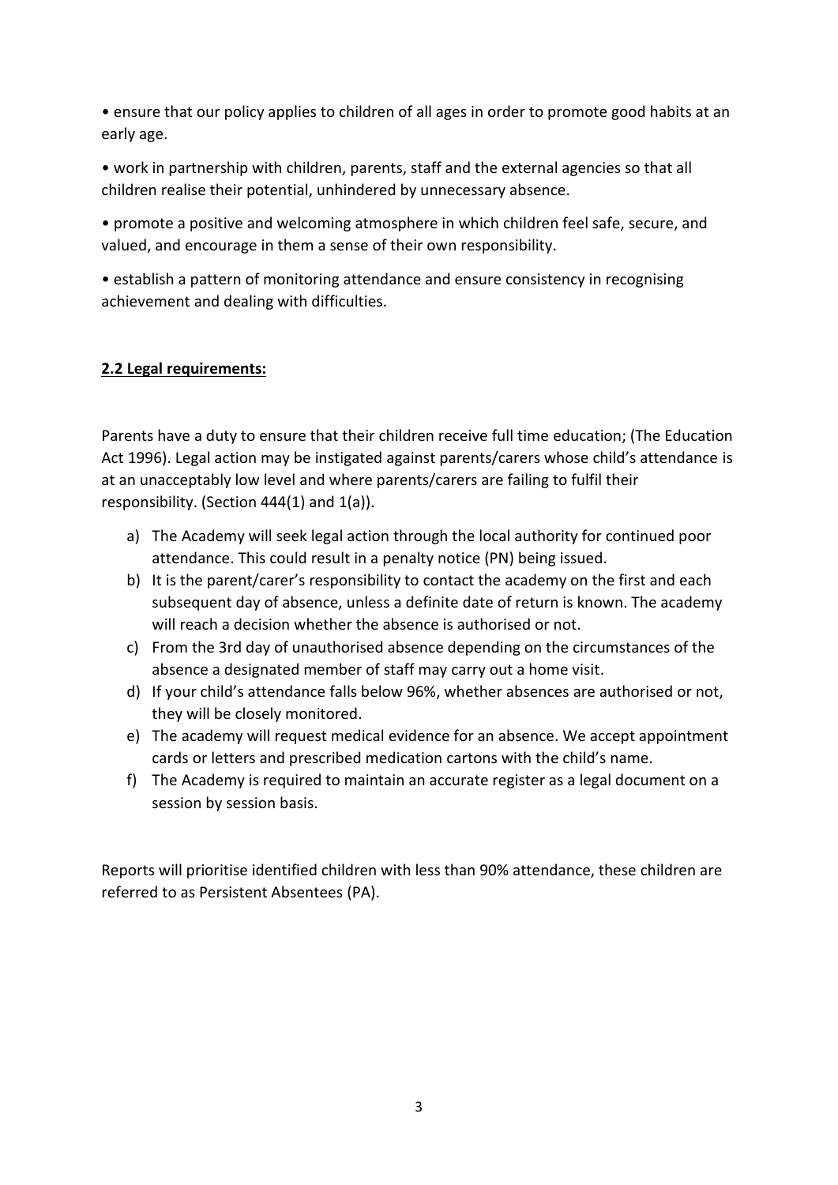- ensure that our policy applies to children of all ages in order to promote good habits at an early age.

- work in partnership with children, parents, staff and the external agencies so that all children realise their potential, unhindered by unnecessary absence.

- promote a positive and welcoming atmosphere in which children feel safe, secure, and valued, and encourage in them a sense of their own responsibility.

- establish a pattern of monitoring attendance and ensure consistency in recognising achievement and dealing with difficulties.

## **2.2 Legal requirements:**

Parents have a duty to ensure that their children receive full time education; (The Education Act 1996). Legal action may be instigated against parents/carers whose child's attendance is at an unacceptably low level and where parents/carers are failing to fulfil their responsibility. (Section 444(1) and 1(a)).

a) The Academy will seek legal action through the local authority for continued poor attendance. This could result in a penalty notice (PN) being issued.
b) It is the parent/carer's responsibility to contact the academy on the first and each subsequent day of absence, unless a definite date of return is known. The academy will reach a decision whether the absence is authorised or not.
c) From the 3rd day of unauthorised absence depending on the circumstances of the absence a designated member of staff may carry out a home visit.
d) If your child's attendance falls below 96%, whether absences are authorised or not, they will be closely monitored.
e) The academy will request medical evidence for an absence. We accept appointment cards or letters and prescribed medication cartons with the child's name.
f) The Academy is required to maintain an accurate register as a legal document on a session by session basis.

Reports will prioritise identified children with less than 90% attendance, these children are referred to as Persistent Absentees (PA).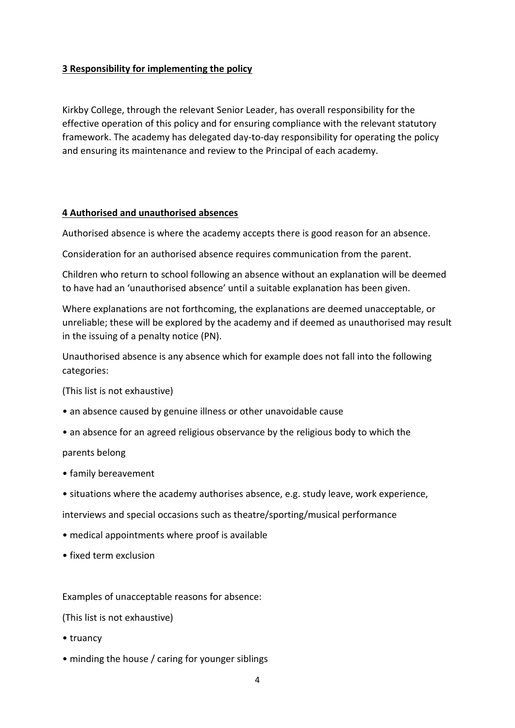## 3 Responsibility for implementing the policy

Kirkby College, through the relevant Senior Leader, has overall responsibility for the effective operation of this policy and for ensuring compliance with the relevant statutory framework. The academy has delegated day-to-day responsibility for operating the policy and ensuring its maintenance and review to the Principal of each academy.

## 4 Authorised and unauthorised absences

Authorised absence is where the academy accepts there is good reason for an absence.

Consideration for an authorised absence requires communication from the parent.

Children who return to school following an absence without an explanation will be deemed to have had an 'unauthorised absence' until a suitable explanation has been given.

Where explanations are not forthcoming, the explanations are deemed unacceptable, or unreliable; these will be explored by the academy and if deemed as unauthorised may result in the issuing of a penalty notice (PN).

Unauthorised absence is any absence which for example does not fall into the following categories:

(This list is not exhaustive)

- an absence caused by genuine illness or other unavoidable cause
- an absence for an agreed religious observance by the religious body to which the parents belong
- family bereavement
- situations where the academy authorises absence, e.g. study leave, work experience, interviews and special occasions such as theatre/sporting/musical performance
- medical appointments where proof is available
- fixed term exclusion

Examples of unacceptable reasons for absence:

(This list is not exhaustive)

- truancy
- minding the house / caring for younger siblings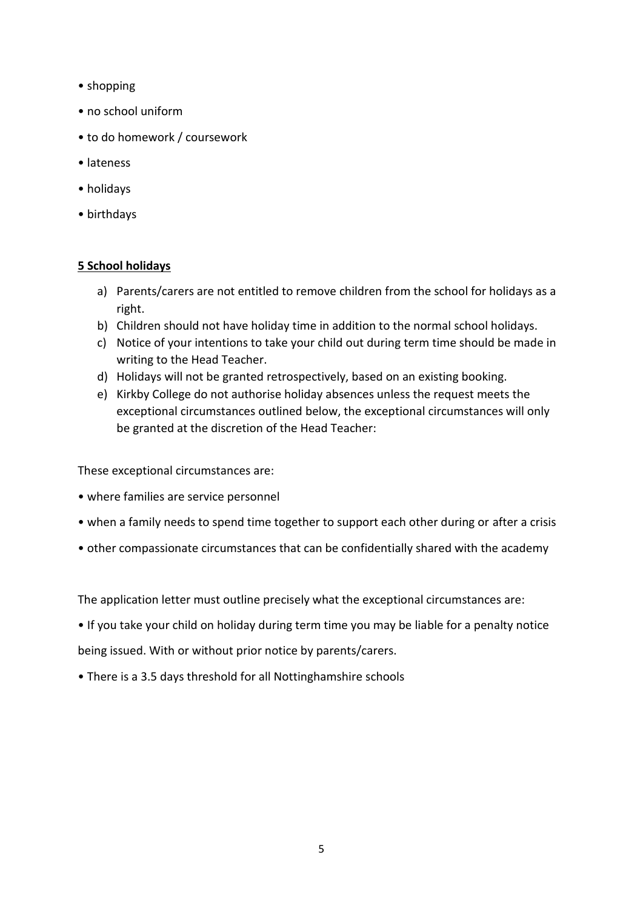- shopping
- no school uniform
- to do homework / coursework
- lateness
- holidays
- birthdays

## <u>5 School holidays</u>

a) Parents/carers are not entitled to remove children from the school for holidays as a right.
b) Children should not have holiday time in addition to the normal school holidays.
c) Notice of your intentions to take your child out during term time should be made in writing to the Head Teacher.
d) Holidays will not be granted retrospectively, based on an existing booking.
e) Kirkby College do not authorise holiday absences unless the request meets the exceptional circumstances outlined below, the exceptional circumstances will only be granted at the discretion of the Head Teacher:

These exceptional circumstances are:

- where families are service personnel
- when a family needs to spend time together to support each other during or after a crisis
- other compassionate circumstances that can be confidentially shared with the academy

The application letter must outline precisely what the exceptional circumstances are:

- If you take your child on holiday during term time you may be liable for a penalty notice being issued. With or without prior notice by parents/carers.
- There is a 3.5 days threshold for all Nottinghamshire schools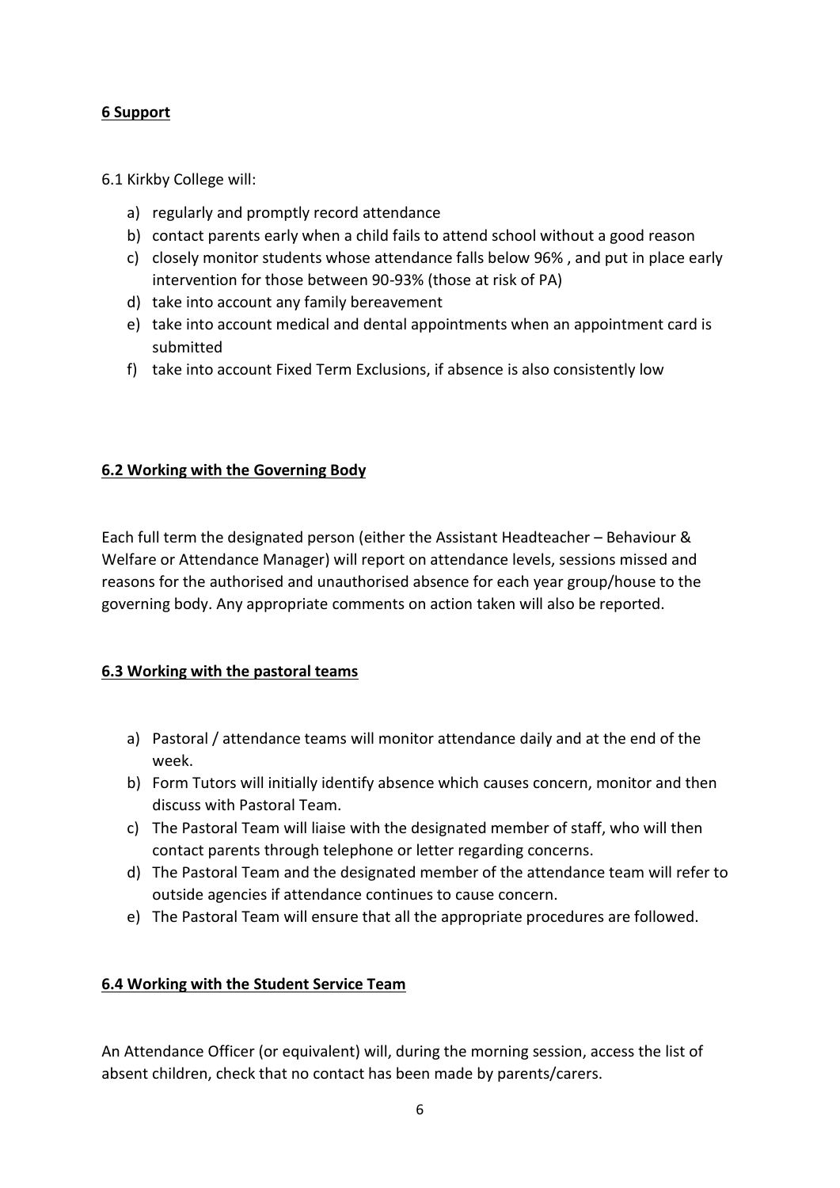## 6 Support

6.1 Kirkby College will:

a) regularly and promptly record attendance
b) contact parents early when a child fails to attend school without a good reason
c) closely monitor students whose attendance falls below 96% , and put in place early intervention for those between 90-93% (those at risk of PA)
d) take into account any family bereavement
e) take into account medical and dental appointments when an appointment card is submitted
f) take into account Fixed Term Exclusions, if absence is also consistently low

### 6.2 Working with the Governing Body

Each full term the designated person (either the Assistant Headteacher – Behaviour & Welfare or Attendance Manager) will report on attendance levels, sessions missed and reasons for the authorised and unauthorised absence for each year group/house to the governing body. Any appropriate comments on action taken will also be reported.

### 6.3 Working with the pastoral teams

a) Pastoral / attendance teams will monitor attendance daily and at the end of the week.
b) Form Tutors will initially identify absence which causes concern, monitor and then discuss with Pastoral Team.
c) The Pastoral Team will liaise with the designated member of staff, who will then contact parents through telephone or letter regarding concerns.
d) The Pastoral Team and the designated member of the attendance team will refer to outside agencies if attendance continues to cause concern.
e) The Pastoral Team will ensure that all the appropriate procedures are followed.

### 6.4 Working with the Student Service Team

An Attendance Officer (or equivalent) will, during the morning session, access the list of absent children, check that no contact has been made by parents/carers.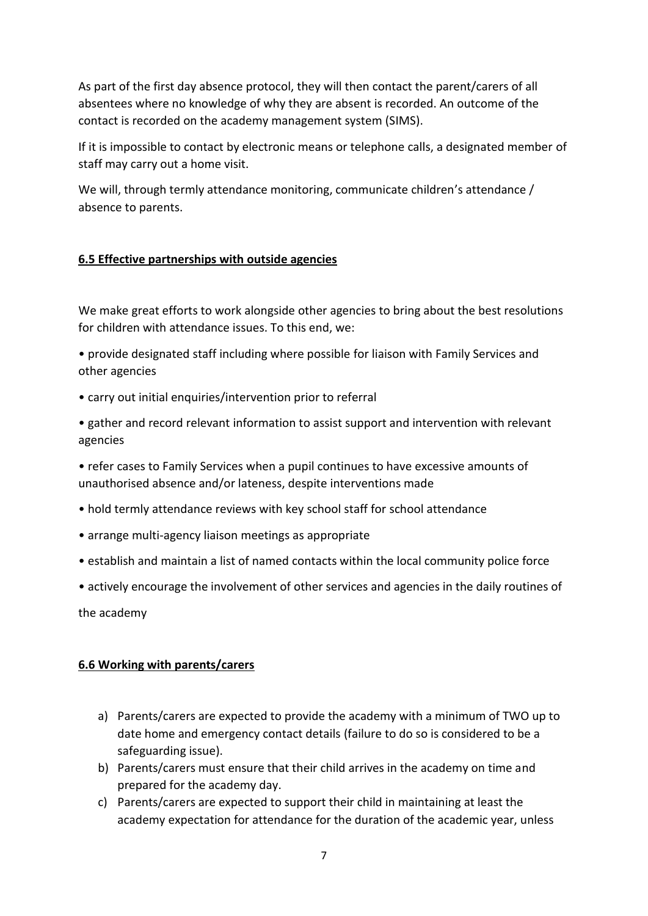As part of the first day absence protocol, they will then contact the parent/carers of all absentees where no knowledge of why they are absent is recorded. An outcome of the contact is recorded on the academy management system (SIMS).

If it is impossible to contact by electronic means or telephone calls, a designated member of staff may carry out a home visit.

We will, through termly attendance monitoring, communicate children's attendance / absence to parents.

## 6.5 Effective partnerships with outside agencies

We make great efforts to work alongside other agencies to bring about the best resolutions for children with attendance issues. To this end, we:

- provide designated staff including where possible for liaison with Family Services and other agencies
- carry out initial enquiries/intervention prior to referral
- gather and record relevant information to assist support and intervention with relevant agencies
- refer cases to Family Services when a pupil continues to have excessive amounts of unauthorised absence and/or lateness, despite interventions made
- hold termly attendance reviews with key school staff for school attendance
- arrange multi-agency liaison meetings as appropriate
- establish and maintain a list of named contacts within the local community police force
- actively encourage the involvement of other services and agencies in the daily routines of the academy

## 6.6 Working with parents/carers

a) Parents/carers are expected to provide the academy with a minimum of TWO up to date home and emergency contact details (failure to do so is considered to be a safeguarding issue).
b) Parents/carers must ensure that their child arrives in the academy on time and prepared for the academy day.
c) Parents/carers are expected to support their child in maintaining at least the academy expectation for attendance for the duration of the academic year, unless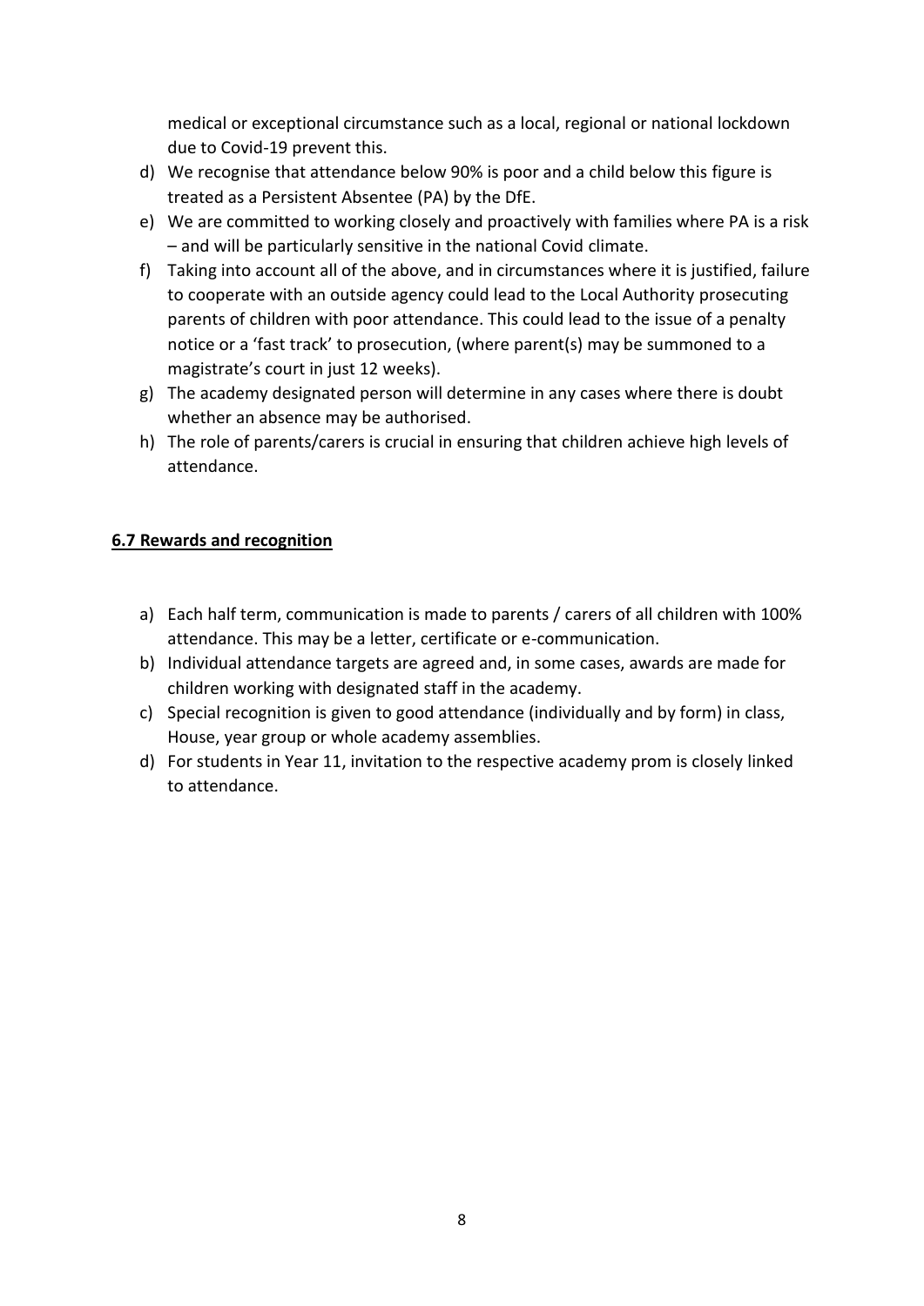medical or exceptional circumstance such as a local, regional or national lockdown due to Covid-19 prevent this.

d) We recognise that attendance below 90% is poor and a child below this figure is treated as a Persistent Absentee (PA) by the DfE.
e) We are committed to working closely and proactively with families where PA is a risk – and will be particularly sensitive in the national Covid climate.
f) Taking into account all of the above, and in circumstances where it is justified, failure to cooperate with an outside agency could lead to the Local Authority prosecuting parents of children with poor attendance. This could lead to the issue of a penalty notice or a 'fast track' to prosecution, (where parent(s) may be summoned to a magistrate's court in just 12 weeks).
g) The academy designated person will determine in any cases where there is doubt whether an absence may be authorised.
h) The role of parents/carers is crucial in ensuring that children achieve high levels of attendance.

**6.7 Rewards and recognition**

a) Each half term, communication is made to parents / carers of all children with 100% attendance. This may be a letter, certificate or e-communication.
b) Individual attendance targets are agreed and, in some cases, awards are made for children working with designated staff in the academy.
c) Special recognition is given to good attendance (individually and by form) in class, House, year group or whole academy assemblies.
d) For students in Year 11, invitation to the respective academy prom is closely linked to attendance.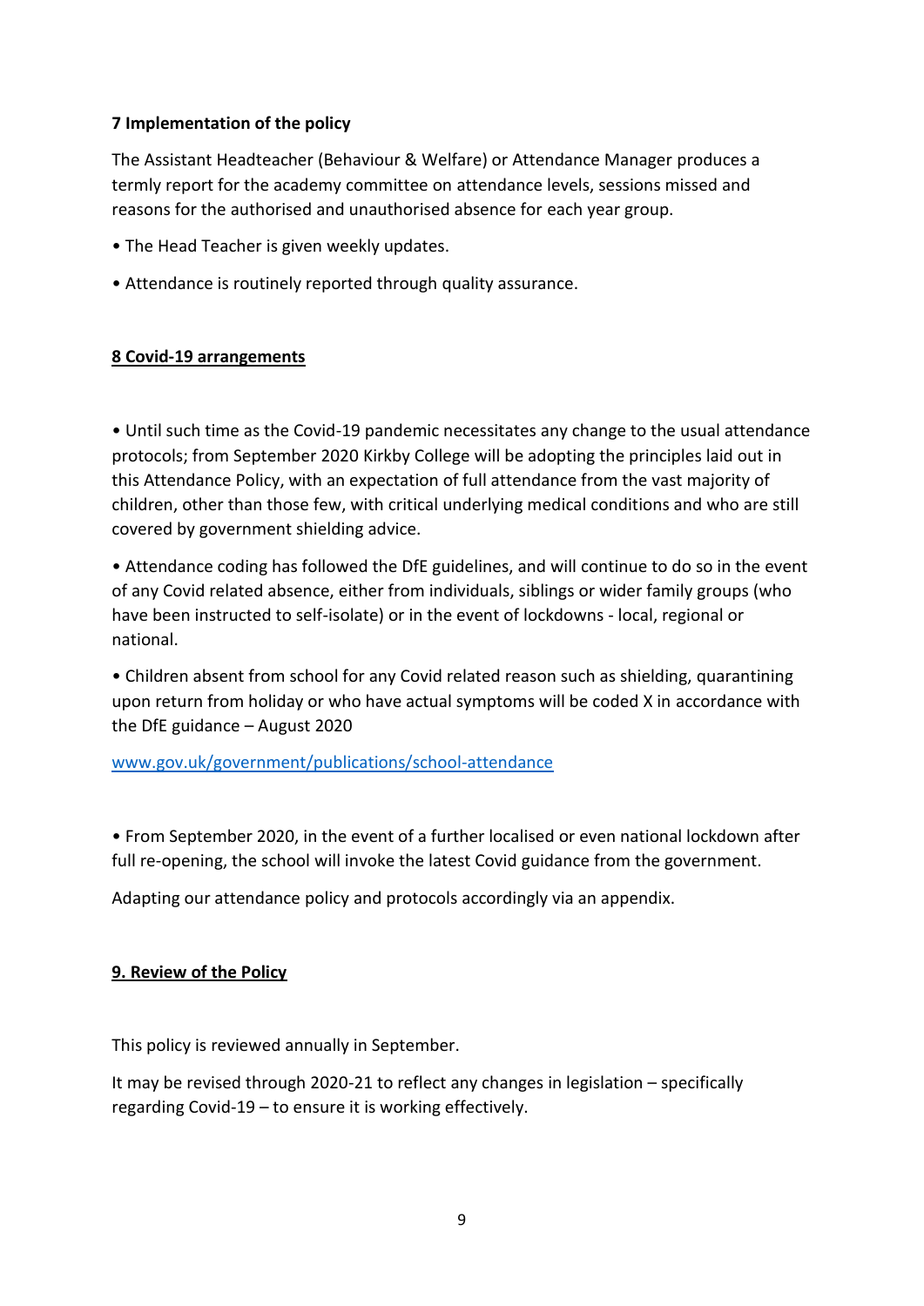### 7 Implementation of the policy

The Assistant Headteacher (Behaviour & Welfare) or Attendance Manager produces a termly report for the academy committee on attendance levels, sessions missed and reasons for the authorised and unauthorised absence for each year group.

- The Head Teacher is given weekly updates.
- Attendance is routinely reported through quality assurance.

### 8 Covid-19 arrangements

- Until such time as the Covid-19 pandemic necessitates any change to the usual attendance protocols; from September 2020 Kirkby College will be adopting the principles laid out in this Attendance Policy, with an expectation of full attendance from the vast majority of children, other than those few, with critical underlying medical conditions and who are still covered by government shielding advice.
- Attendance coding has followed the DfE guidelines, and will continue to do so in the event of any Covid related absence, either from individuals, siblings or wider family groups (who have been instructed to self-isolate) or in the event of lockdowns - local, regional or national.
- Children absent from school for any Covid related reason such as shielding, quarantining upon return from holiday or who have actual symptoms will be coded X in accordance with the DfE guidance – August 2020

[www.gov.uk/government/publications/school-attendance](http://www.gov.uk/government/publications/school-attendance)

- From September 2020, in the event of a further localised or even national lockdown after full re-opening, the school will invoke the latest Covid guidance from the government.

Adapting our attendance policy and protocols accordingly via an appendix.

### 9. Review of the Policy

This policy is reviewed annually in September.

It may be revised through 2020-21 to reflect any changes in legislation – specifically regarding Covid-19 – to ensure it is working effectively.